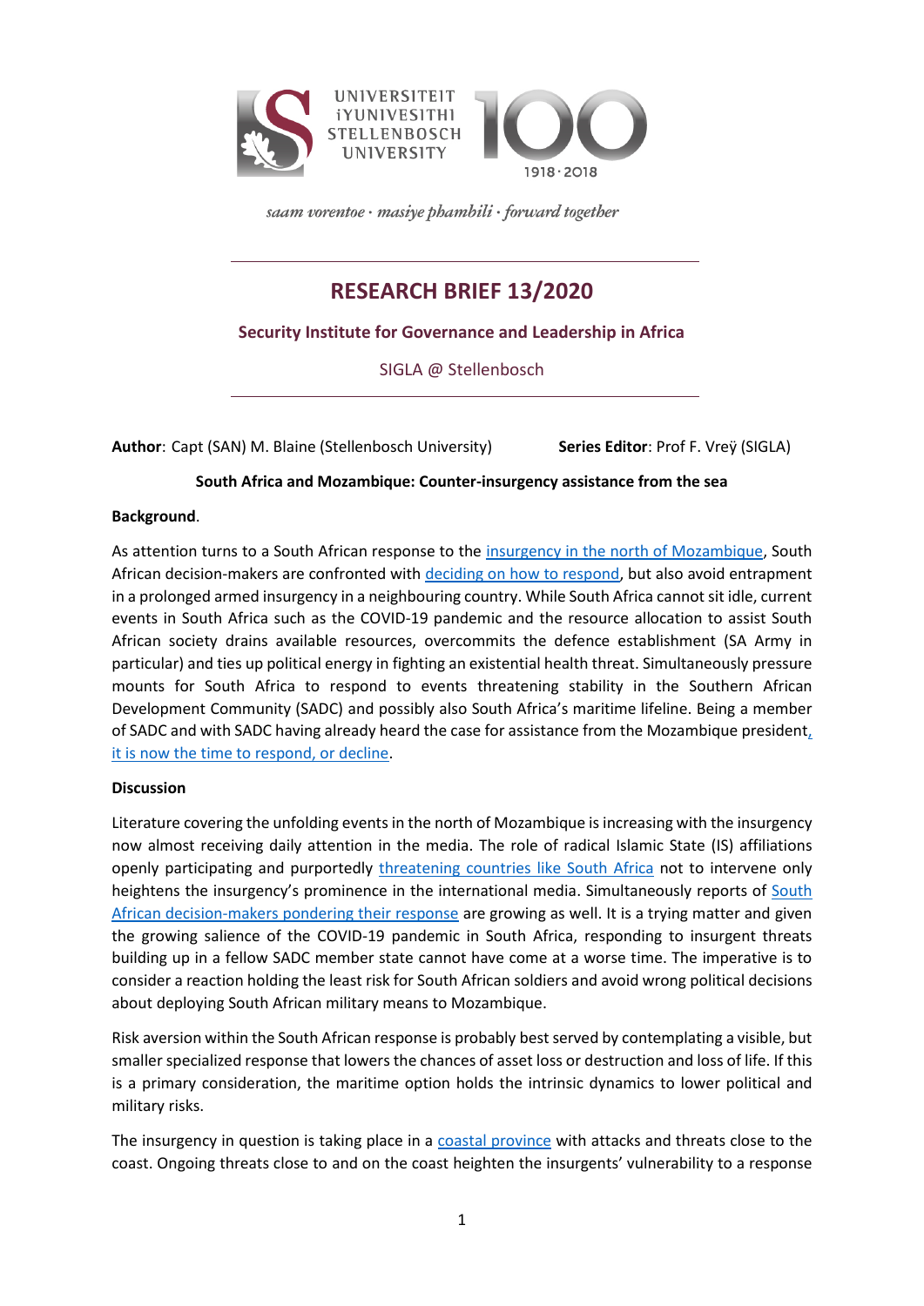UNIVERSITEIT iYUNIVESITHI STELLENBOSCH UNIVERSITY 100 1918·2018

*saam vorentoe · masiye phambili · forward together*

# RESEARCH BRIEF 13/2020

## Security Institute for Governance and Leadership in Africa

SIGLA @ Stellenbosch

**Author**: Capt (SAN) M. Blaine (Stellenbosch University) **Series Editor**: Prof F. Vreÿ (SIGLA)

**South Africa and Mozambique: Counter-insurgency assistance from the sea**

**Background**.

As attention turns to a South African response to the insurgency in the north of Mozambique, South African decision-makers are confronted with deciding on how to respond, but also avoid entrapment in a prolonged armed insurgency in a neighbouring country. While South Africa cannot sit idle, current events in South Africa such as the COVID-19 pandemic and the resource allocation to assist South African society drains available resources, overcommits the defence establishment (SA Army in particular) and ties up political energy in fighting an existential health threat. Simultaneously pressure mounts for South Africa to respond to events threatening stability in the Southern African Development Community (SADC) and possibly also South Africa's maritime lifeline. Being a member of SADC and with SADC having already heard the case for assistance from the Mozambique president, it is now the time to respond, or decline.

**Discussion**

Literature covering the unfolding events in the north of Mozambique is increasing with the insurgency now almost receiving daily attention in the media. The role of radical Islamic State (IS) affiliations openly participating and purportedly threatening countries like South Africa not to intervene only heightens the insurgency's prominence in the international media. Simultaneously reports of South African decision-makers pondering their response are growing as well. It is a trying matter and given the growing salience of the COVID-19 pandemic in South Africa, responding to insurgent threats building up in a fellow SADC member state cannot have come at a worse time. The imperative is to consider a reaction holding the least risk for South African soldiers and avoid wrong political decisions about deploying South African military means to Mozambique.

Risk aversion within the South African response is probably best served by contemplating a visible, but smaller specialized response that lowers the chances of asset loss or destruction and loss of life. If this is a primary consideration, the maritime option holds the intrinsic dynamics to lower political and military risks.

The insurgency in question is taking place in a coastal province with attacks and threats close to the coast. Ongoing threats close to and on the coast heighten the insurgents' vulnerability to a response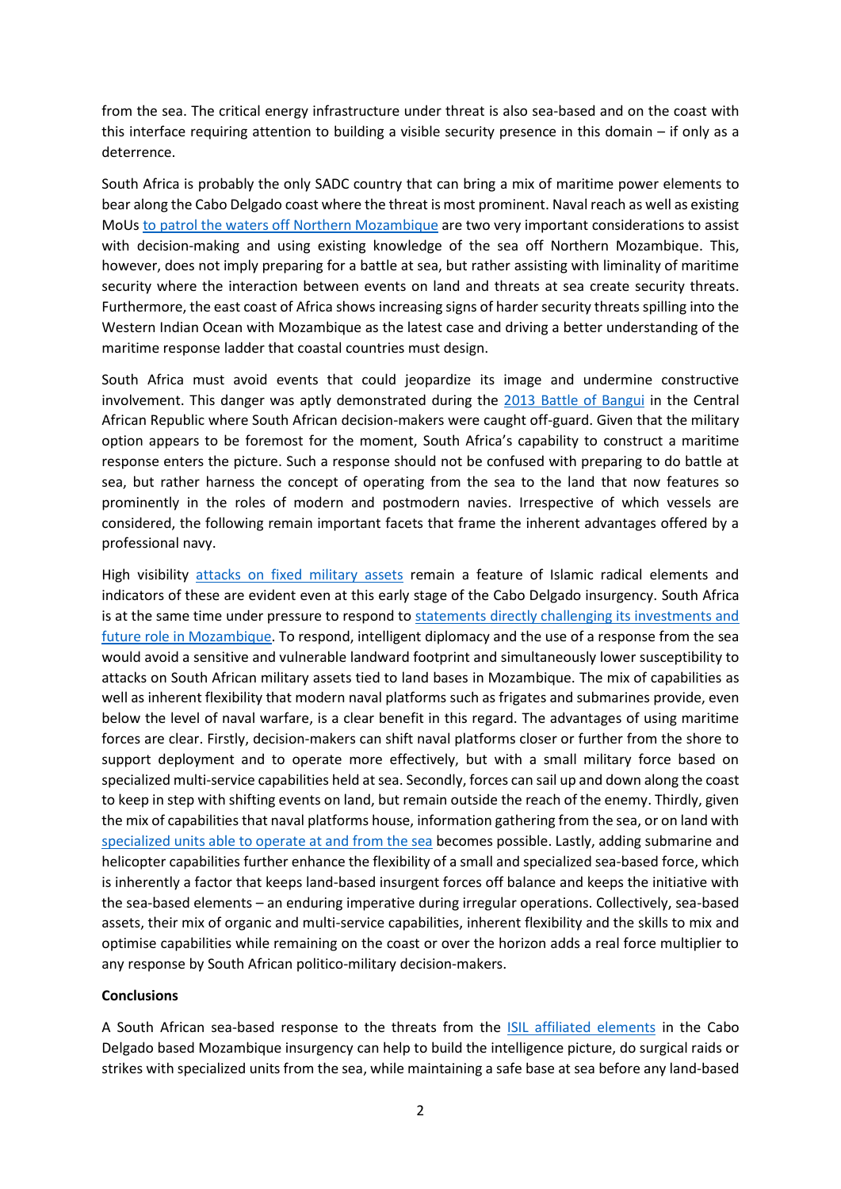from the sea. The critical energy infrastructure under threat is also sea-based and on the coast with this interface requiring attention to building a visible security presence in this domain – if only as a deterrence.

South Africa is probably the only SADC country that can bring a mix of maritime power elements to bear along the Cabo Delgado coast where the threat is most prominent. Naval reach as well as existing MoUs to patrol the waters off Northern Mozambique are two very important considerations to assist with decision-making and using existing knowledge of the sea off Northern Mozambique. This, however, does not imply preparing for a battle at sea, but rather assisting with liminality of maritime security where the interaction between events on land and threats at sea create security threats. Furthermore, the east coast of Africa shows increasing signs of harder security threats spilling into the Western Indian Ocean with Mozambique as the latest case and driving a better understanding of the maritime response ladder that coastal countries must design.

South Africa must avoid events that could jeopardize its image and undermine constructive involvement. This danger was aptly demonstrated during the 2013 Battle of Bangui in the Central African Republic where South African decision-makers were caught off-guard. Given that the military option appears to be foremost for the moment, South Africa's capability to construct a maritime response enters the picture. Such a response should not be confused with preparing to do battle at sea, but rather harness the concept of operating from the sea to the land that now features so prominently in the roles of modern and postmodern navies. Irrespective of which vessels are considered, the following remain important facets that frame the inherent advantages offered by a professional navy.

High visibility attacks on fixed military assets remain a feature of Islamic radical elements and indicators of these are evident even at this early stage of the Cabo Delgado insurgency. South Africa is at the same time under pressure to respond to statements directly challenging its investments and future role in Mozambique. To respond, intelligent diplomacy and the use of a response from the sea would avoid a sensitive and vulnerable landward footprint and simultaneously lower susceptibility to attacks on South African military assets tied to land bases in Mozambique. The mix of capabilities as well as inherent flexibility that modern naval platforms such as frigates and submarines provide, even below the level of naval warfare, is a clear benefit in this regard. The advantages of using maritime forces are clear. Firstly, decision-makers can shift naval platforms closer or further from the shore to support deployment and to operate more effectively, but with a small military force based on specialized multi-service capabilities held at sea. Secondly, forces can sail up and down along the coast to keep in step with shifting events on land, but remain outside the reach of the enemy. Thirdly, given the mix of capabilities that naval platforms house, information gathering from the sea, or on land with specialized units able to operate at and from the sea becomes possible. Lastly, adding submarine and helicopter capabilities further enhance the flexibility of a small and specialized sea-based force, which is inherently a factor that keeps land-based insurgent forces off balance and keeps the initiative with the sea-based elements – an enduring imperative during irregular operations. Collectively, sea-based assets, their mix of organic and multi-service capabilities, inherent flexibility and the skills to mix and optimise capabilities while remaining on the coast or over the horizon adds a real force multiplier to any response by South African politico-military decision-makers.

**Conclusions**

A South African sea-based response to the threats from the ISIL affiliated elements in the Cabo Delgado based Mozambique insurgency can help to build the intelligence picture, do surgical raids or strikes with specialized units from the sea, while maintaining a safe base at sea before any land-based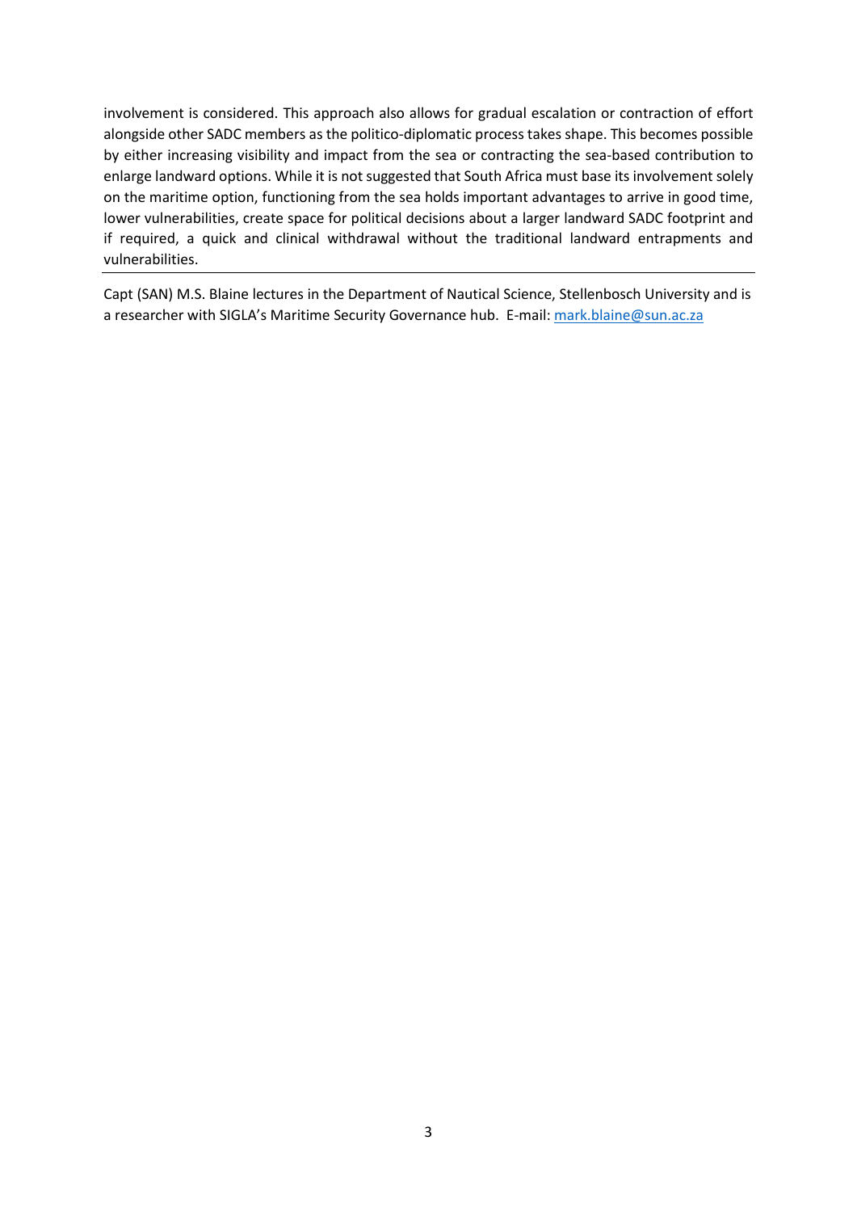involvement is considered. This approach also allows for gradual escalation or contraction of effort alongside other SADC members as the politico-diplomatic process takes shape. This becomes possible by either increasing visibility and impact from the sea or contracting the sea-based contribution to enlarge landward options. While it is not suggested that South Africa must base its involvement solely on the maritime option, functioning from the sea holds important advantages to arrive in good time, lower vulnerabilities, create space for political decisions about a larger landward SADC footprint and if required, a quick and clinical withdrawal without the traditional landward entrapments and vulnerabilities.

---

Capt (SAN) M.S. Blaine lectures in the Department of Nautical Science, Stellenbosch University and is a researcher with SIGLA's Maritime Security Governance hub. E-mail: mark.blaine@sun.ac.za